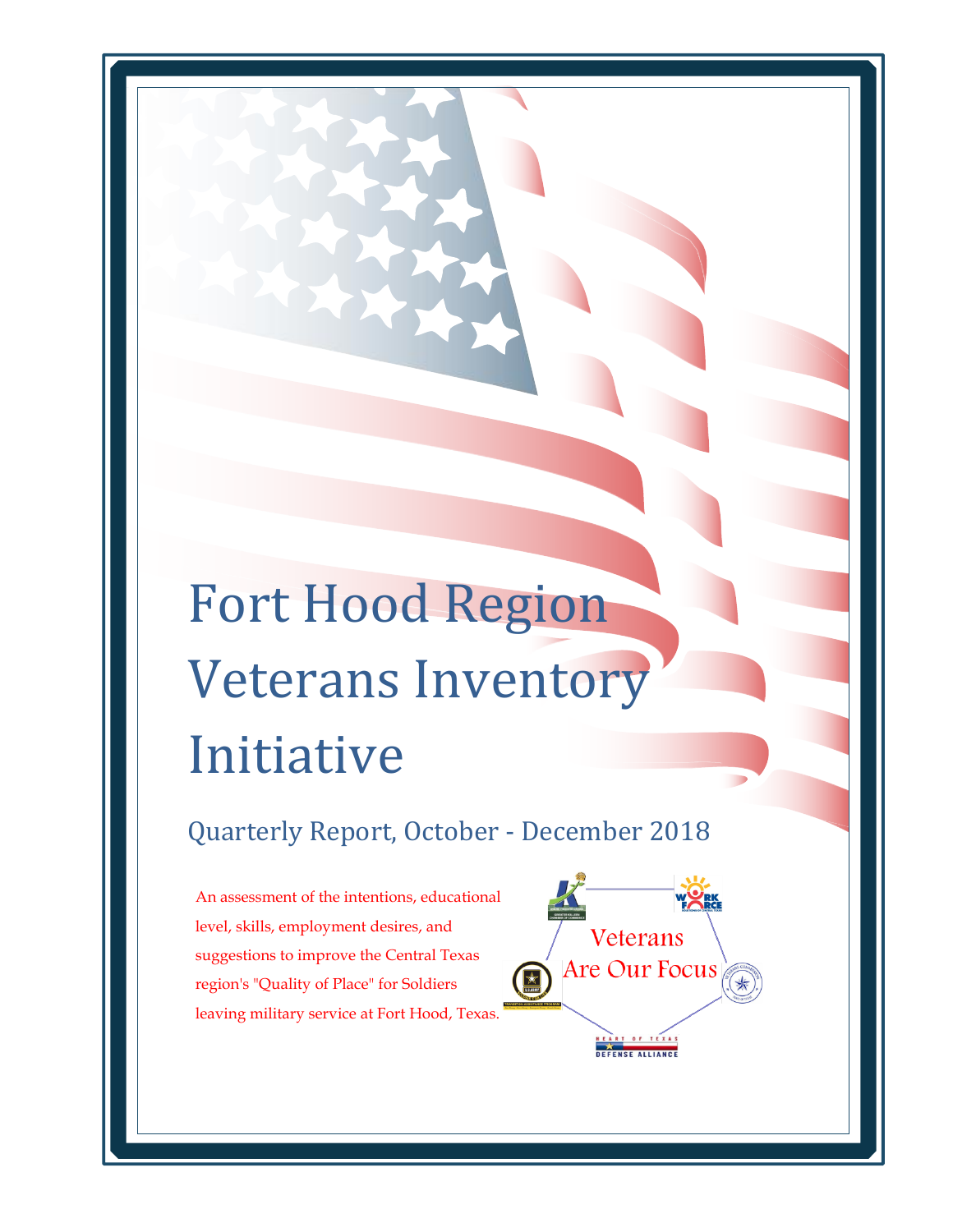# Fort Hood Region Veterans Inventory Initiative

## Quarterly Report, October - December 2018

An assessment of the intentions, educational level, skills, employment desires, and suggestions to improve the Central Texas region's "Quality of Place" for Soldiers leaving military service at Fort Hood, Texas.

Veterans Are Our Focus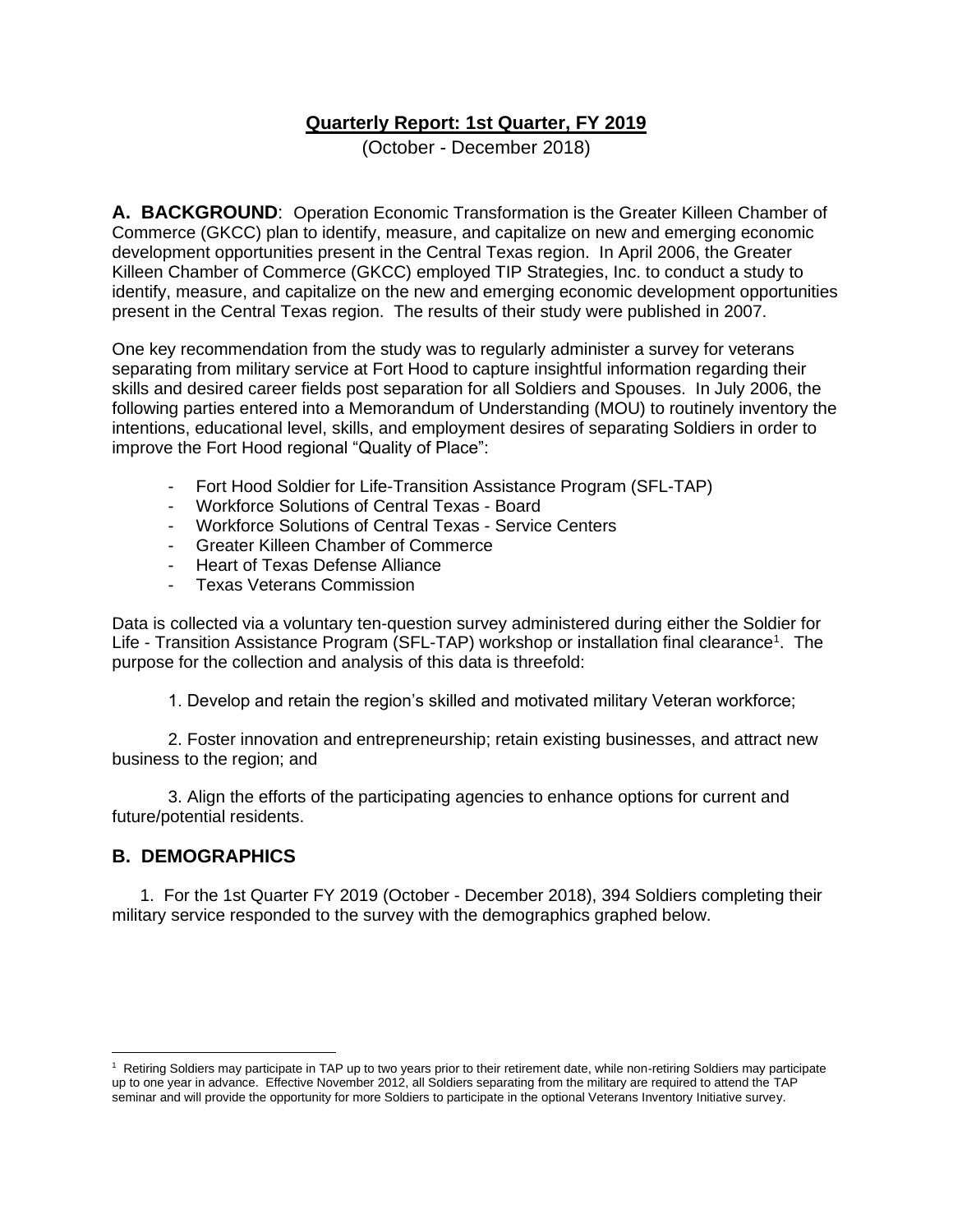## Quarterly Report: 1st Quarter, FY 2019

(October - December 2018)

**A. BACKGROUND**: Operation Economic Transformation is the Greater Killeen Chamber of Commerce (GKCC) plan to identify, measure, and capitalize on new and emerging economic development opportunities present in the Central Texas region. In April 2006, the Greater Killeen Chamber of Commerce (GKCC) employed TIP Strategies, Inc. to conduct a study to identify, measure, and capitalize on the new and emerging economic development opportunities present in the Central Texas region. The results of their study were published in 2007.

One key recommendation from the study was to regularly administer a survey for veterans separating from military service at Fort Hood to capture insightful information regarding their skills and desired career fields post separation for all Soldiers and Spouses. In July 2006, the following parties entered into a Memorandum of Understanding (MOU) to routinely inventory the intentions, educational level, skills, and employment desires of separating Soldiers in order to improve the Fort Hood regional "Quality of Place":

- Fort Hood Soldier for Life-Transition Assistance Program (SFL-TAP)
- Workforce Solutions of Central Texas - Board
- Workforce Solutions of Central Texas - Service Centers
- Greater Killeen Chamber of Commerce
- Heart of Texas Defense Alliance
- Texas Veterans Commission

Data is collected via a voluntary ten-question survey administered during either the Soldier for Life - Transition Assistance Program (SFL-TAP) workshop or installation final clearance[1]. The purpose for the collection and analysis of this data is threefold:

1. Develop and retain the region's skilled and motivated military Veteran workforce;

2. Foster innovation and entrepreneurship; retain existing businesses, and attract new business to the region; and

3. Align the efforts of the participating agencies to enhance options for current and future/potential residents.

## B. DEMOGRAPHICS

1. For the 1st Quarter FY 2019 (October - December 2018), 394 Soldiers completing their military service responded to the survey with the demographics graphed below.

[1] Retiring Soldiers may participate in TAP up to two years prior to their retirement date, while non-retiring Soldiers may participate up to one year in advance. Effective November 2012, all Soldiers separating from the military are required to attend the TAP seminar and will provide the opportunity for more Soldiers to participate in the optional Veterans Inventory Initiative survey.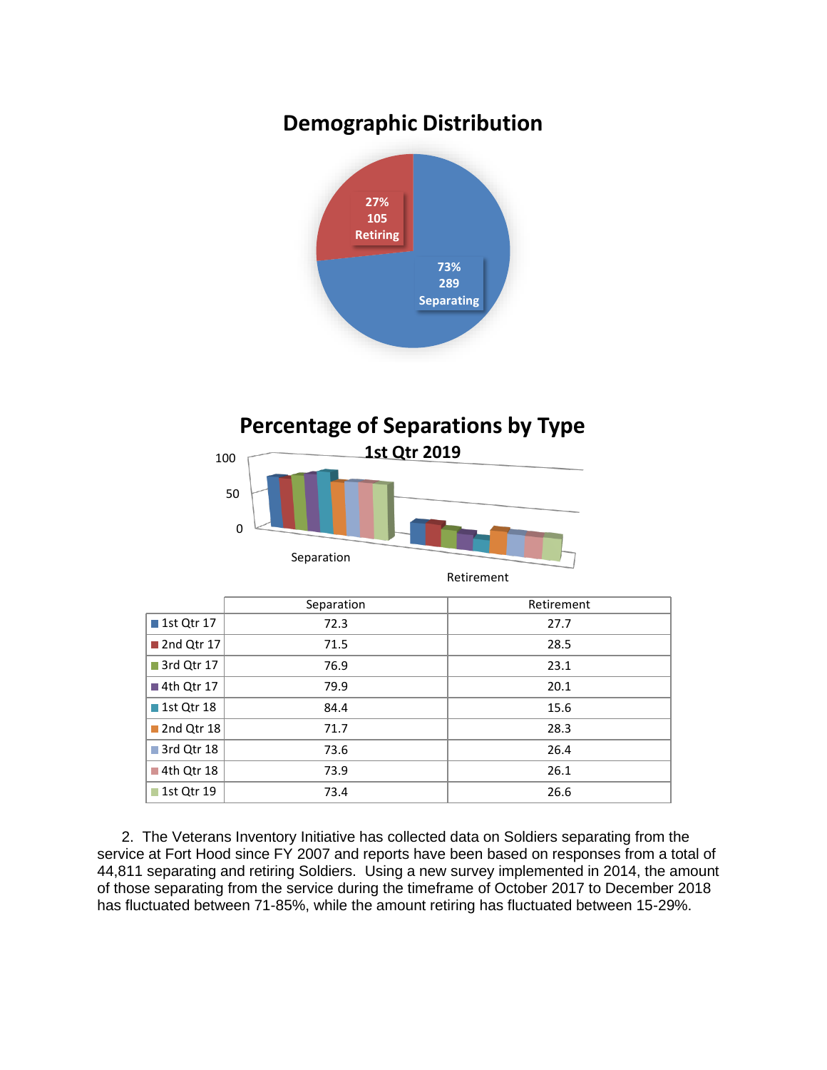## Demographic Distribution

27% 105 Retiring

73% 289 Separating

## Percentage of Separations by Type

### 1st Qtr 2019

| | Separation | Retirement |
|---|---|---|
| 1st Qtr 17 | 72.3 | 27.7 |
| 2nd Qtr 17 | 71.5 | 28.5 |
| 3rd Qtr 17 | 76.9 | 23.1 |
| 4th Qtr 17 | 79.9 | 20.1 |
| 1st Qtr 18 | 84.4 | 15.6 |
| 2nd Qtr 18 | 71.7 | 28.3 |
| 3rd Qtr 18 | 73.6 | 26.4 |
| 4th Qtr 18 | 73.9 | 26.1 |
| 1st Qtr 19 | 73.4 | 26.6 |

2. The Veterans Inventory Initiative has collected data on Soldiers separating from the service at Fort Hood since FY 2007 and reports have been based on responses from a total of 44,811 separating and retiring Soldiers. Using a new survey implemented in 2014, the amount of those separating from the service during the timeframe of October 2017 to December 2018 has fluctuated between 71-85%, while the amount retiring has fluctuated between 15-29%.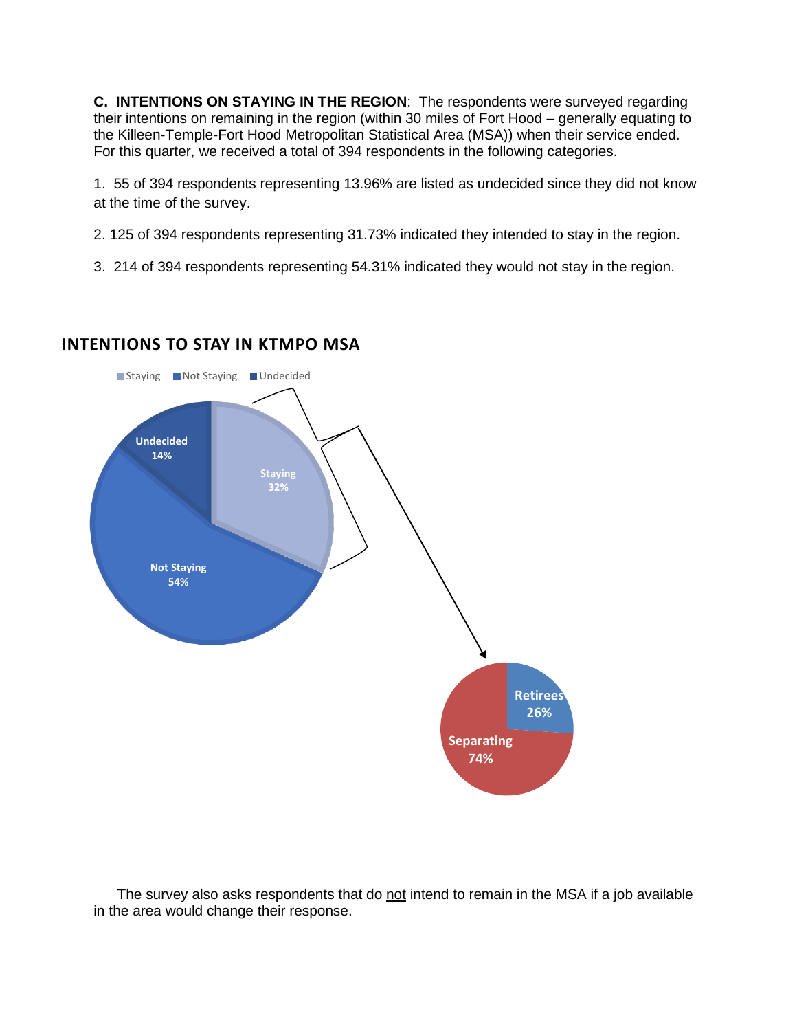**C. INTENTIONS ON STAYING IN THE REGION**: The respondents were surveyed regarding their intentions on remaining in the region (within 30 miles of Fort Hood – generally equating to the Killeen-Temple-Fort Hood Metropolitan Statistical Area (MSA)) when their service ended. For this quarter, we received a total of 394 respondents in the following categories.

1. 55 of 394 respondents representing 13.96% are listed as undecided since they did not know at the time of the survey.

2. 125 of 394 respondents representing 31.73% indicated they intended to stay in the region.

3. 214 of 394 respondents representing 54.31% indicated they would not stay in the region.

**INTENTIONS TO STAY IN KTMPO MSA**

Staying | Not Staying | Undecided

Undecided 14%

Staying 32%

Not Staying 54%

Retirees 26%

Separating 74%

The survey also asks respondents that do not intend to remain in the MSA if a job available in the area would change their response.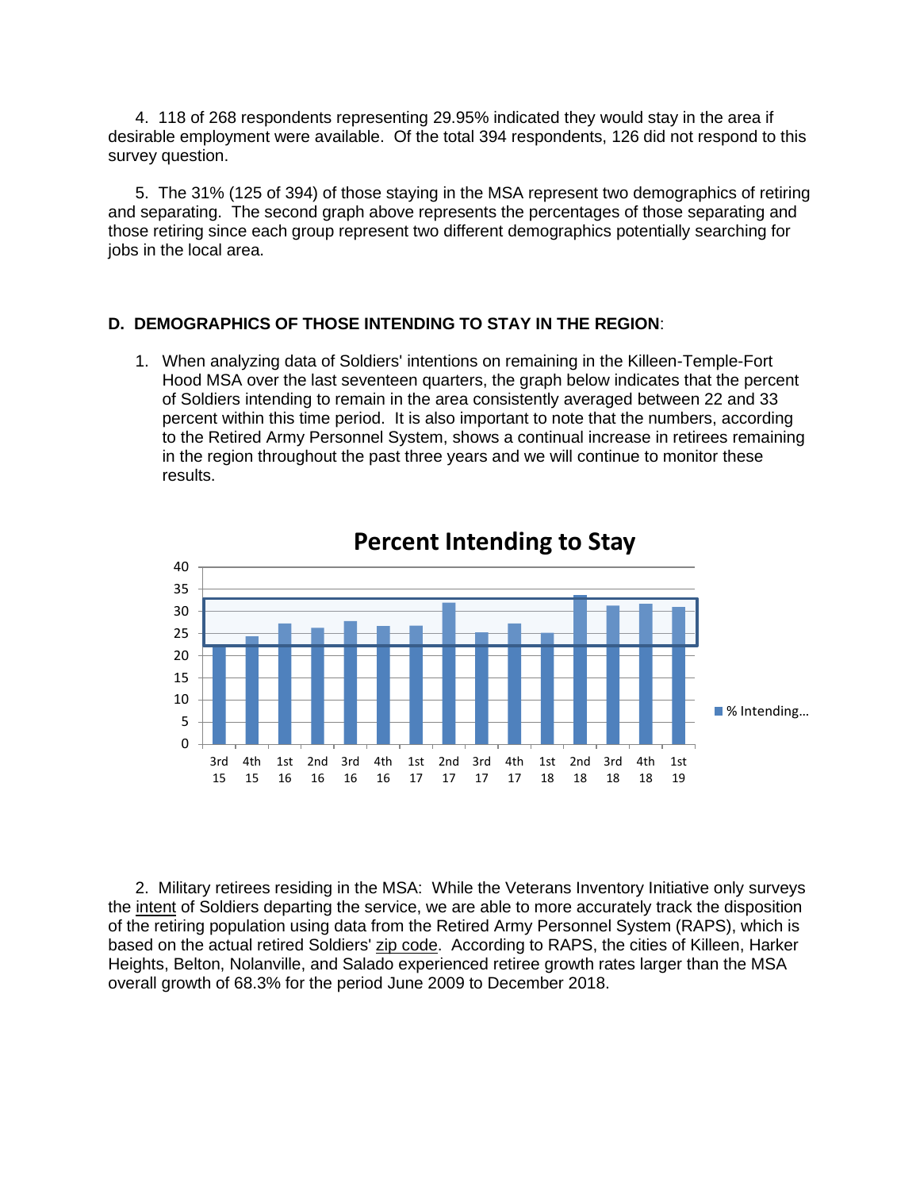4. 118 of 268 respondents representing 29.95% indicated they would stay in the area if desirable employment were available. Of the total 394 respondents, 126 did not respond to this survey question.

5. The 31% (125 of 394) of those staying in the MSA represent two demographics of retiring and separating. The second graph above represents the percentages of those separating and those retiring since each group represent two different demographics potentially searching for jobs in the local area.

**D. DEMOGRAPHICS OF THOSE INTENDING TO STAY IN THE REGION**:

1. When analyzing data of Soldiers' intentions on remaining in the Killeen-Temple-Fort Hood MSA over the last seventeen quarters, the graph below indicates that the percent of Soldiers intending to remain in the area consistently averaged between 22 and 33 percent within this time period. It is also important to note that the numbers, according to the Retired Army Personnel System, shows a continual increase in retirees remaining in the region throughout the past three years and we will continue to monitor these results.

**Percent Intending to Stay**

| Quarter | % Intending… |
|---|---|
| 3rd 15 | ~22 |
| 4th 15 | ~24 |
| 1st 16 | ~27 |
| 2nd 16 | ~26 |
| 3rd 16 | ~28 |
| 4th 16 | ~27 |
| 1st 17 | ~27 |
| 2nd 17 | ~32 |
| 3rd 17 | ~25 |
| 4th 17 | ~27 |
| 1st 18 | ~25 |
| 2nd 18 | ~34 |
| 3rd 18 | ~31 |
| 4th 18 | ~32 |
| 1st 19 | ~31 |

2. Military retirees residing in the MSA: While the Veterans Inventory Initiative only surveys the intent of Soldiers departing the service, we are able to more accurately track the disposition of the retiring population using data from the Retired Army Personnel System (RAPS), which is based on the actual retired Soldiers' zip code. According to RAPS, the cities of Killeen, Harker Heights, Belton, Nolanville, and Salado experienced retiree growth rates larger than the MSA overall growth of 68.3% for the period June 2009 to December 2018.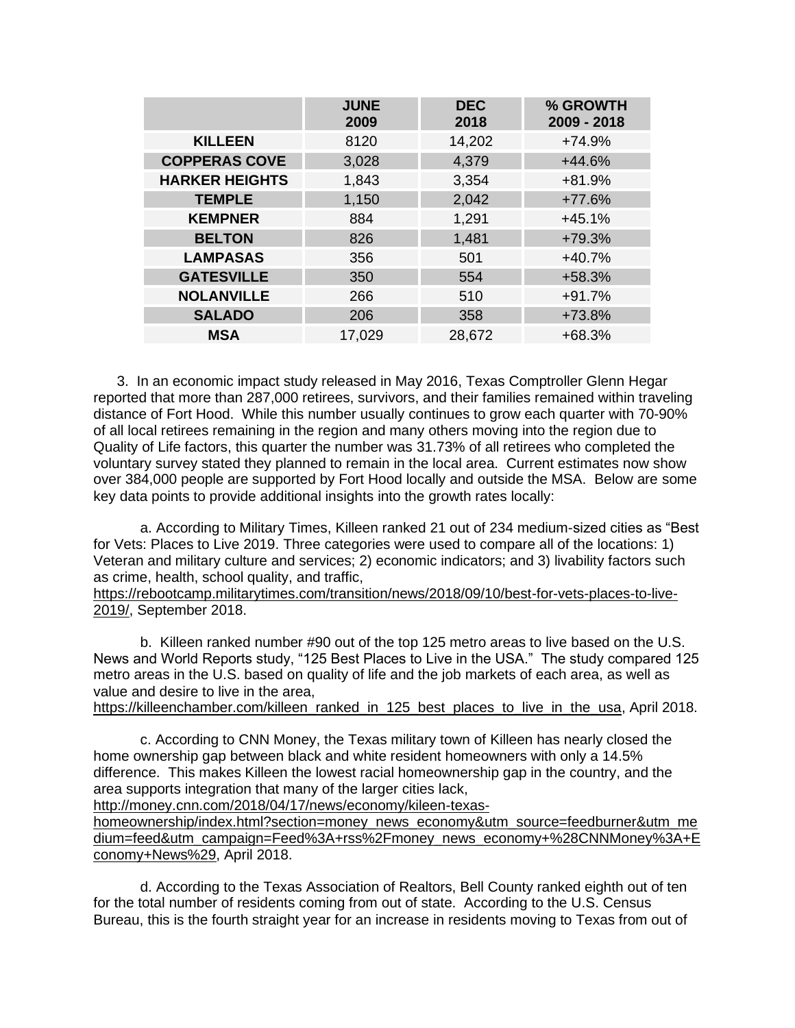| | JUNE 2009 | DEC 2018 | % GROWTH 2009 - 2018 |
|---|---|---|---|
| **KILLEEN** | 8120 | 14,202 | +74.9% |
| **COPPERAS COVE** | 3,028 | 4,379 | +44.6% |
| **HARKER HEIGHTS** | 1,843 | 3,354 | +81.9% |
| **TEMPLE** | 1,150 | 2,042 | +77.6% |
| **KEMPNER** | 884 | 1,291 | +45.1% |
| **BELTON** | 826 | 1,481 | +79.3% |
| **LAMPASAS** | 356 | 501 | +40.7% |
| **GATESVILLE** | 350 | 554 | +58.3% |
| **NOLANVILLE** | 266 | 510 | +91.7% |
| **SALADO** | 206 | 358 | +73.8% |
| **MSA** | 17,029 | 28,672 | +68.3% |

3. In an economic impact study released in May 2016, Texas Comptroller Glenn Hegar reported that more than 287,000 retirees, survivors, and their families remained within traveling distance of Fort Hood. While this number usually continues to grow each quarter with 70-90% of all local retirees remaining in the region and many others moving into the region due to Quality of Life factors, this quarter the number was 31.73% of all retirees who completed the voluntary survey stated they planned to remain in the local area. Current estimates now show over 384,000 people are supported by Fort Hood locally and outside the MSA. Below are some key data points to provide additional insights into the growth rates locally:

a. According to Military Times, Killeen ranked 21 out of 234 medium-sized cities as "Best for Vets: Places to Live 2019. Three categories were used to compare all of the locations: 1) Veteran and military culture and services; 2) economic indicators; and 3) livability factors such as crime, health, school quality, and traffic, https://rebootcamp.militarytimes.com/transition/news/2018/09/10/best-for-vets-places-to-live-2019/, September 2018.

b. Killeen ranked number #90 out of the top 125 metro areas to live based on the U.S. News and World Reports study, "125 Best Places to Live in the USA." The study compared 125 metro areas in the U.S. based on quality of life and the job markets of each area, as well as value and desire to live in the area, https://killeenchamber.com/killeen_ranked_in_125_best_places_to_live_in_the_usa, April 2018.

c. According to CNN Money, the Texas military town of Killeen has nearly closed the home ownership gap between black and white resident homeowners with only a 14.5% difference. This makes Killeen the lowest racial homeownership gap in the country, and the area supports integration that many of the larger cities lack, http://money.cnn.com/2018/04/17/news/economy/kileen-texas-homeownership/index.html?section=money_news_economy&utm_source=feedburner&utm_medium=feed&utm_campaign=Feed%3A+rss%2Fmoney_news_economy+%28CNNMoney%3A+Economy+News%29, April 2018.

d. According to the Texas Association of Realtors, Bell County ranked eighth out of ten for the total number of residents coming from out of state. According to the U.S. Census Bureau, this is the fourth straight year for an increase in residents moving to Texas from out of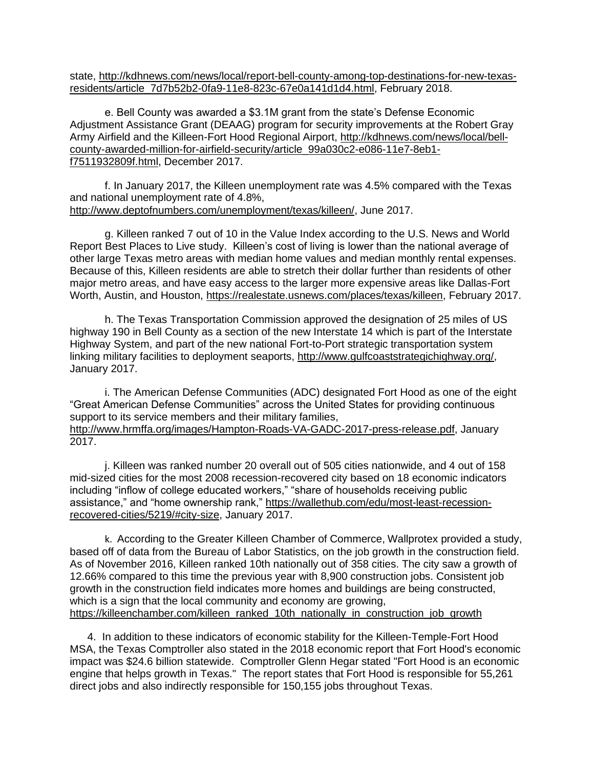state, http://kdhnews.com/news/local/report-bell-county-among-top-destinations-for-new-texas-residents/article_7d7b52b2-0fa9-11e8-823c-67e0a141d1d4.html, February 2018.

e. Bell County was awarded a $3.1M grant from the state's Defense Economic Adjustment Assistance Grant (DEAAG) program for security improvements at the Robert Gray Army Airfield and the Killeen-Fort Hood Regional Airport, http://kdhnews.com/news/local/bell-county-awarded-million-for-airfield-security/article_99a030c2-e086-11e7-8eb1-f7511932809f.html, December 2017.

f. In January 2017, the Killeen unemployment rate was 4.5% compared with the Texas and national unemployment rate of 4.8%, http://www.deptofnumbers.com/unemployment/texas/killeen/, June 2017.

g. Killeen ranked 7 out of 10 in the Value Index according to the U.S. News and World Report Best Places to Live study. Killeen's cost of living is lower than the national average of other large Texas metro areas with median home values and median monthly rental expenses. Because of this, Killeen residents are able to stretch their dollar further than residents of other major metro areas, and have easy access to the larger more expensive areas like Dallas-Fort Worth, Austin, and Houston, https://realestate.usnews.com/places/texas/killeen, February 2017.

h. The Texas Transportation Commission approved the designation of 25 miles of US highway 190 in Bell County as a section of the new Interstate 14 which is part of the Interstate Highway System, and part of the new national Fort-to-Port strategic transportation system linking military facilities to deployment seaports, http://www.gulfcoaststrategichighway.org/, January 2017.

i. The American Defense Communities (ADC) designated Fort Hood as one of the eight "Great American Defense Communities" across the United States for providing continuous support to its service members and their military families, http://www.hrmffa.org/images/Hampton-Roads-VA-GADC-2017-press-release.pdf, January 2017.

j. Killeen was ranked number 20 overall out of 505 cities nationwide, and 4 out of 158 mid-sized cities for the most 2008 recession-recovered city based on 18 economic indicators including "inflow of college educated workers," "share of households receiving public assistance," and "home ownership rank," https://wallethub.com/edu/most-least-recession-recovered-cities/5219/#city-size, January 2017.

k. According to the Greater Killeen Chamber of Commerce, Wallprotex provided a study, based off of data from the Bureau of Labor Statistics, on the job growth in the construction field. As of November 2016, Killeen ranked 10th nationally out of 358 cities. The city saw a growth of 12.66% compared to this time the previous year with 8,900 construction jobs. Consistent job growth in the construction field indicates more homes and buildings are being constructed, which is a sign that the local community and economy are growing, https://killeenchamber.com/killeen_ranked_10th_nationally_in_construction_job_growth

4. In addition to these indicators of economic stability for the Killeen-Temple-Fort Hood MSA, the Texas Comptroller also stated in the 2018 economic report that Fort Hood's economic impact was $24.6 billion statewide. Comptroller Glenn Hegar stated "Fort Hood is an economic engine that helps growth in Texas." The report states that Fort Hood is responsible for 55,261 direct jobs and also indirectly responsible for 150,155 jobs throughout Texas.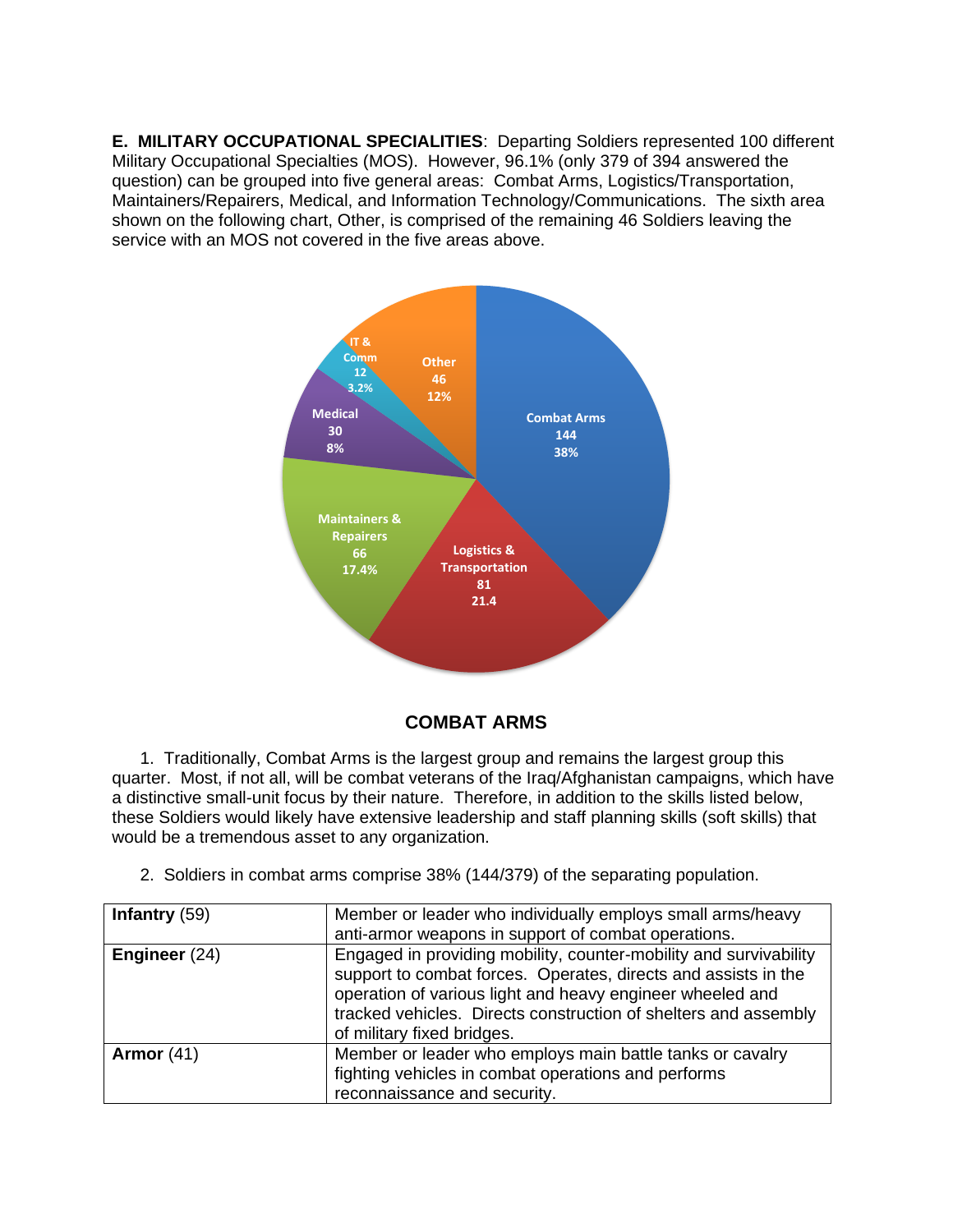**E. MILITARY OCCUPATIONAL SPECIALITIES**: Departing Soldiers represented 100 different Military Occupational Specialties (MOS). However, 96.1% (only 379 of 394 answered the question) can be grouped into five general areas: Combat Arms, Logistics/Transportation, Maintainers/Repairers, Medical, and Information Technology/Communications. The sixth area shown on the following chart, Other, is comprised of the remaining 46 Soldiers leaving the service with an MOS not covered in the five areas above.

Combat Arms 144 38%

Logistics & Transportation 81 21.4

Maintainers & Repairers 66 17.4%

Medical 30 8%

IT & Comm 12 3.2%

Other 46 12%

## COMBAT ARMS

1. Traditionally, Combat Arms is the largest group and remains the largest group this quarter. Most, if not all, will be combat veterans of the Iraq/Afghanistan campaigns, which have a distinctive small-unit focus by their nature. Therefore, in addition to the skills listed below, these Soldiers would likely have extensive leadership and staff planning skills (soft skills) that would be a tremendous asset to any organization.

2. Soldiers in combat arms comprise 38% (144/379) of the separating population.

| | |
|---|---|
| **Infantry** (59) | Member or leader who individually employs small arms/heavy anti-armor weapons in support of combat operations. |
| **Engineer** (24) | Engaged in providing mobility, counter-mobility and survivability support to combat forces. Operates, directs and assists in the operation of various light and heavy engineer wheeled and tracked vehicles. Directs construction of shelters and assembly of military fixed bridges. |
| **Armor** (41) | Member or leader who employs main battle tanks or cavalry fighting vehicles in combat operations and performs reconnaissance and security. |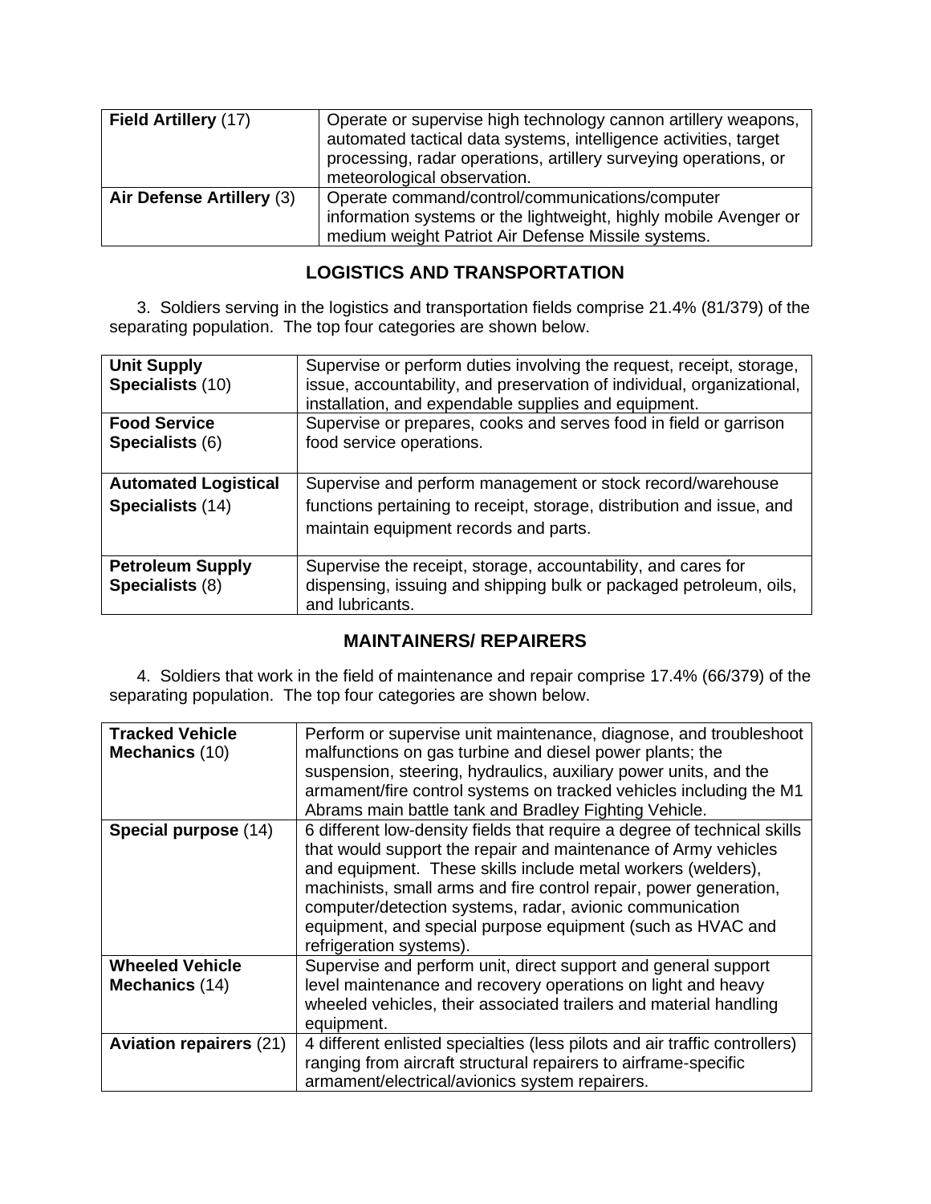| **Field Artillery** (17) | Operate or supervise high technology cannon artillery weapons, automated tactical data systems, intelligence activities, target processing, radar operations, artillery surveying operations, or meteorological observation. |
|---|---|
| **Air Defense Artillery** (3) | Operate command/control/communications/computer information systems or the lightweight, highly mobile Avenger or medium weight Patriot Air Defense Missile systems. |

## LOGISTICS AND TRANSPORTATION

3. Soldiers serving in the logistics and transportation fields comprise 21.4% (81/379) of the separating population. The top four categories are shown below.

| **Unit Supply Specialists** (10) | Supervise or perform duties involving the request, receipt, storage, issue, accountability, and preservation of individual, organizational, installation, and expendable supplies and equipment. |
|---|---|
| **Food Service Specialists** (6) | Supervise or prepares, cooks and serves food in field or garrison food service operations. |
| **Automated Logistical Specialists** (14) | Supervise and perform management or stock record/warehouse functions pertaining to receipt, storage, distribution and issue, and maintain equipment records and parts. |
| **Petroleum Supply Specialists** (8) | Supervise the receipt, storage, accountability, and cares for dispensing, issuing and shipping bulk or packaged petroleum, oils, and lubricants. |

## MAINTAINERS/ REPAIRERS

4. Soldiers that work in the field of maintenance and repair comprise 17.4% (66/379) of the separating population. The top four categories are shown below.

| **Tracked Vehicle Mechanics** (10) | Perform or supervise unit maintenance, diagnose, and troubleshoot malfunctions on gas turbine and diesel power plants; the suspension, steering, hydraulics, auxiliary power units, and the armament/fire control systems on tracked vehicles including the M1 Abrams main battle tank and Bradley Fighting Vehicle. |
|---|---|
| **Special purpose** (14) | 6 different low-density fields that require a degree of technical skills that would support the repair and maintenance of Army vehicles and equipment. These skills include metal workers (welders), machinists, small arms and fire control repair, power generation, computer/detection systems, radar, avionic communication equipment, and special purpose equipment (such as HVAC and refrigeration systems). |
| **Wheeled Vehicle Mechanics** (14) | Supervise and perform unit, direct support and general support level maintenance and recovery operations on light and heavy wheeled vehicles, their associated trailers and material handling equipment. |
| **Aviation repairers** (21) | 4 different enlisted specialties (less pilots and air traffic controllers) ranging from aircraft structural repairers to airframe-specific armament/electrical/avionics system repairers. |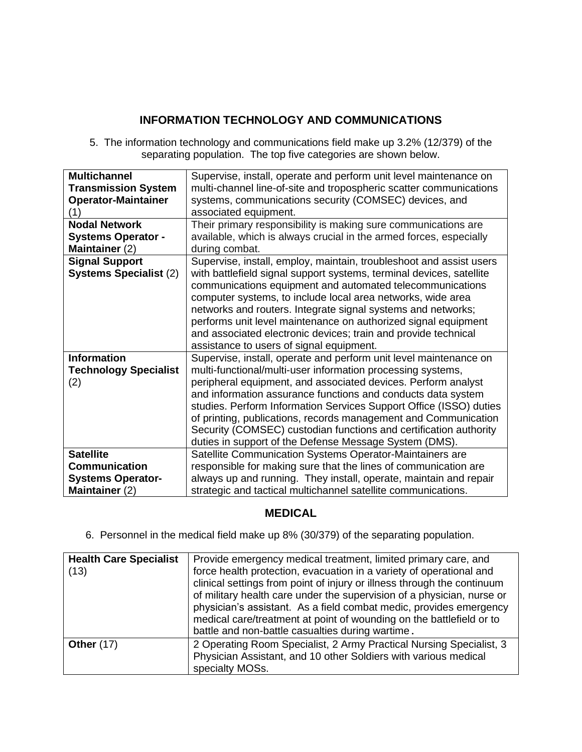## INFORMATION TECHNOLOGY AND COMMUNICATIONS

5. The information technology and communications field make up 3.2% (12/379) of the separating population. The top five categories are shown below.

| | |
|---|---|
| **Multichannel Transmission System Operator-Maintainer** (1) | Supervise, install, operate and perform unit level maintenance on multi-channel line-of-site and tropospheric scatter communications systems, communications security (COMSEC) devices, and associated equipment. |
| **Nodal Network Systems Operator - Maintainer** (2) | Their primary responsibility is making sure communications are available, which is always crucial in the armed forces, especially during combat. |
| **Signal Support Systems Specialist** (2) | Supervise, install, employ, maintain, troubleshoot and assist users with battlefield signal support systems, terminal devices, satellite communications equipment and automated telecommunications computer systems, to include local area networks, wide area networks and routers. Integrate signal systems and networks; performs unit level maintenance on authorized signal equipment and associated electronic devices; train and provide technical assistance to users of signal equipment. |
| **Information Technology Specialist** (2) | Supervise, install, operate and perform unit level maintenance on multi-functional/multi-user information processing systems, peripheral equipment, and associated devices. Perform analyst and information assurance functions and conducts data system studies. Perform Information Services Support Office (ISSO) duties of printing, publications, records management and Communication Security (COMSEC) custodian functions and certification authority duties in support of the Defense Message System (DMS). |
| **Satellite Communication Systems Operator-Maintainer** (2) | Satellite Communication Systems Operator-Maintainers are responsible for making sure that the lines of communication are always up and running. They install, operate, maintain and repair strategic and tactical multichannel satellite communications. |

## MEDICAL

6. Personnel in the medical field make up 8% (30/379) of the separating population.

| | |
|---|---|
| **Health Care Specialist** (13) | Provide emergency medical treatment, limited primary care, and force health protection, evacuation in a variety of operational and clinical settings from point of injury or illness through the continuum of military health care under the supervision of a physician, nurse or physician's assistant. As a field combat medic, provides emergency medical care/treatment at point of wounding on the battlefield or to battle and non-battle casualties during wartime. |
| **Other** (17) | 2 Operating Room Specialist, 2 Army Practical Nursing Specialist, 3 Physician Assistant, and 10 other Soldiers with various medical specialty MOSs. |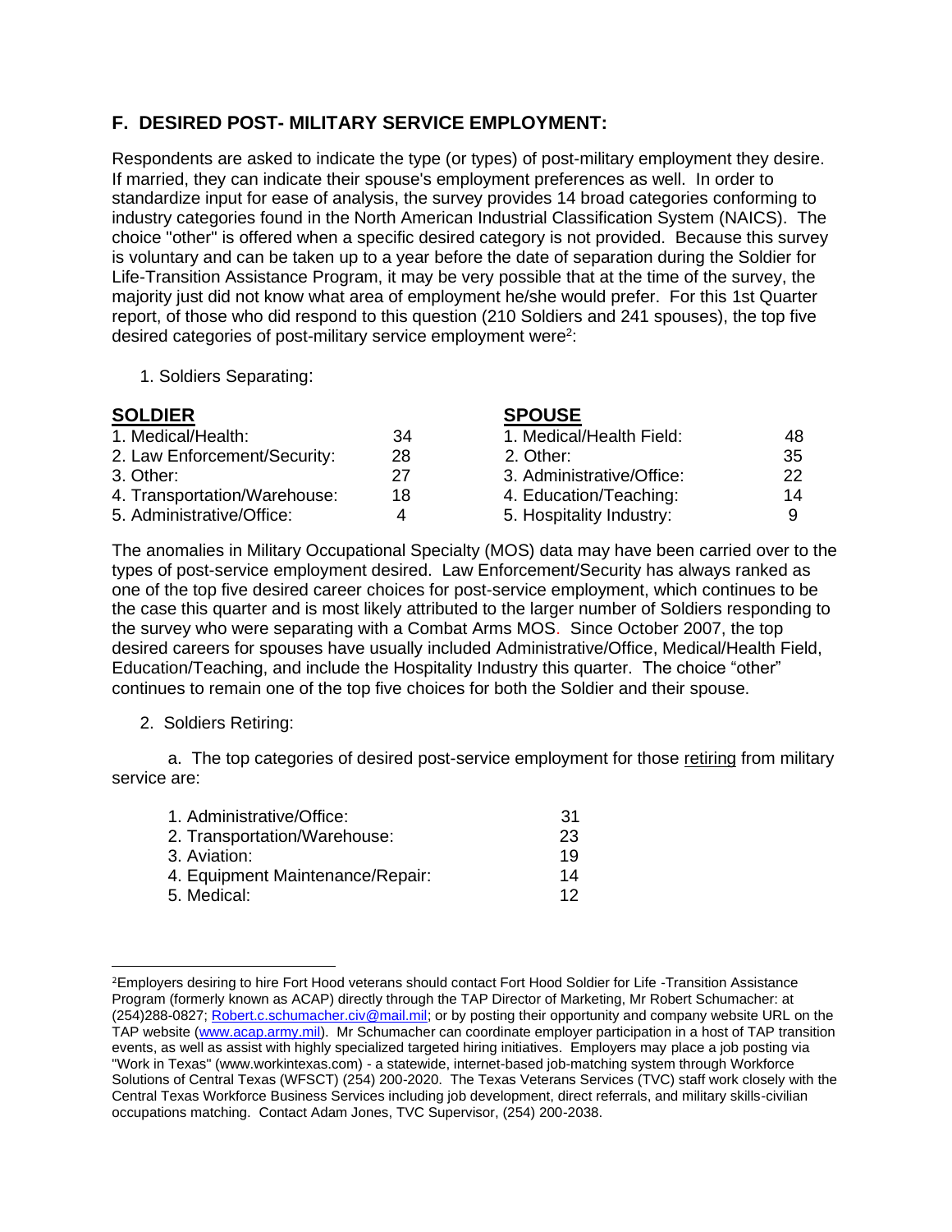## F. DESIRED POST- MILITARY SERVICE EMPLOYMENT:

Respondents are asked to indicate the type (or types) of post-military employment they desire. If married, they can indicate their spouse's employment preferences as well. In order to standardize input for ease of analysis, the survey provides 14 broad categories conforming to industry categories found in the North American Industrial Classification System (NAICS). The choice "other" is offered when a specific desired category is not provided. Because this survey is voluntary and can be taken up to a year before the date of separation during the Soldier for Life-Transition Assistance Program, it may be very possible that at the time of the survey, the majority just did not know what area of employment he/she would prefer. For this 1st Quarter report, of those who did respond to this question (210 Soldiers and 241 spouses), the top five desired categories of post-military service employment were[2]:

1. Soldiers Separating:

| SOLDIER | | SPOUSE | |
|---|---|---|---|
| 1. Medical/Health: | 34 | 1. Medical/Health Field: | 48 |
| 2. Law Enforcement/Security: | 28 | 2. Other: | 35 |
| 3. Other: | 27 | 3. Administrative/Office: | 22 |
| 4. Transportation/Warehouse: | 18 | 4. Education/Teaching: | 14 |
| 5. Administrative/Office: | 4 | 5. Hospitality Industry: | 9 |

The anomalies in Military Occupational Specialty (MOS) data may have been carried over to the types of post-service employment desired. Law Enforcement/Security has always ranked as one of the top five desired career choices for post-service employment, which continues to be the case this quarter and is most likely attributed to the larger number of Soldiers responding to the survey who were separating with a Combat Arms MOS. Since October 2007, the top desired careers for spouses have usually included Administrative/Office, Medical/Health Field, Education/Teaching, and include the Hospitality Industry this quarter. The choice "other" continues to remain one of the top five choices for both the Soldier and their spouse.

2. Soldiers Retiring:

a. The top categories of desired post-service employment for those retiring from military service are:

| | |
|---|---|
| 1. Administrative/Office: | 31 |
| 2. Transportation/Warehouse: | 23 |
| 3. Aviation: | 19 |
| 4. Equipment Maintenance/Repair: | 14 |
| 5. Medical: | 12 |

---

[2]Employers desiring to hire Fort Hood veterans should contact Fort Hood Soldier for Life -Transition Assistance Program (formerly known as ACAP) directly through the TAP Director of Marketing, Mr Robert Schumacher: at (254)288-0827; Robert.c.schumacher.civ@mail.mil; or by posting their opportunity and company website URL on the TAP website (www.acap.army.mil). Mr Schumacher can coordinate employer participation in a host of TAP transition events, as well as assist with highly specialized targeted hiring initiatives. Employers may place a job posting via "Work in Texas" (www.workintexas.com) - a statewide, internet-based job-matching system through Workforce Solutions of Central Texas (WFSCT) (254) 200-2020. The Texas Veterans Services (TVC) staff work closely with the Central Texas Workforce Business Services including job development, direct referrals, and military skills-civilian occupations matching. Contact Adam Jones, TVC Supervisor, (254) 200-2038.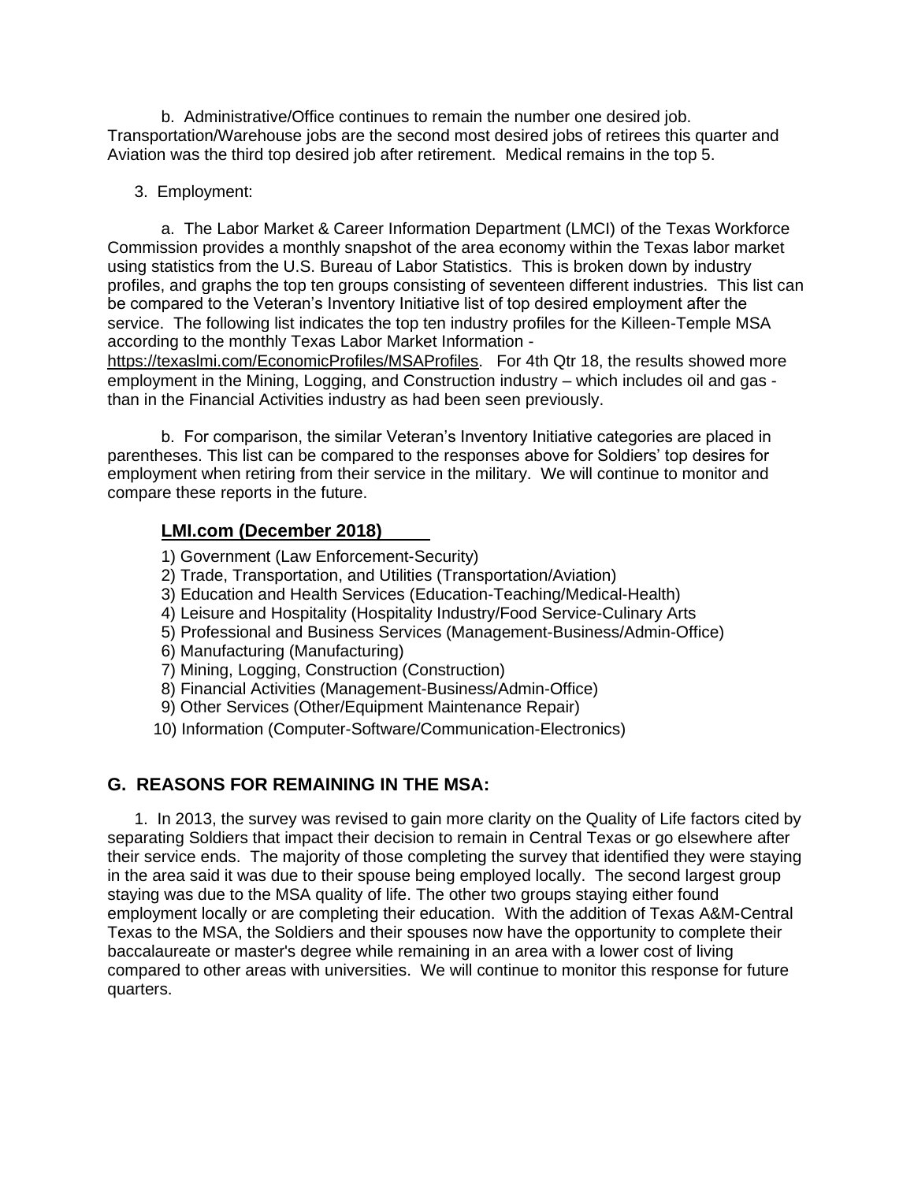b. Administrative/Office continues to remain the number one desired job. Transportation/Warehouse jobs are the second most desired jobs of retirees this quarter and Aviation was the third top desired job after retirement. Medical remains in the top 5.

3. Employment:

a. The Labor Market & Career Information Department (LMCI) of the Texas Workforce Commission provides a monthly snapshot of the area economy within the Texas labor market using statistics from the U.S. Bureau of Labor Statistics. This is broken down by industry profiles, and graphs the top ten groups consisting of seventeen different industries. This list can be compared to the Veteran's Inventory Initiative list of top desired employment after the service. The following list indicates the top ten industry profiles for the Killeen-Temple MSA according to the monthly Texas Labor Market Information - https://texaslmi.com/EconomicProfiles/MSAProfiles. For 4th Qtr 18, the results showed more employment in the Mining, Logging, and Construction industry – which includes oil and gas - than in the Financial Activities industry as had been seen previously.

b. For comparison, the similar Veteran's Inventory Initiative categories are placed in parentheses. This list can be compared to the responses above for Soldiers' top desires for employment when retiring from their service in the military. We will continue to monitor and compare these reports in the future.

**LMI.com (December 2018)**

1) Government (Law Enforcement-Security)
2) Trade, Transportation, and Utilities (Transportation/Aviation)
3) Education and Health Services (Education-Teaching/Medical-Health)
4) Leisure and Hospitality (Hospitality Industry/Food Service-Culinary Arts
5) Professional and Business Services (Management-Business/Admin-Office)
6) Manufacturing (Manufacturing)
7) Mining, Logging, Construction (Construction)
8) Financial Activities (Management-Business/Admin-Office)
9) Other Services (Other/Equipment Maintenance Repair)
10) Information (Computer-Software/Communication-Electronics)

## G. REASONS FOR REMAINING IN THE MSA:

1. In 2013, the survey was revised to gain more clarity on the Quality of Life factors cited by separating Soldiers that impact their decision to remain in Central Texas or go elsewhere after their service ends. The majority of those completing the survey that identified they were staying in the area said it was due to their spouse being employed locally. The second largest group staying was due to the MSA quality of life. The other two groups staying either found employment locally or are completing their education. With the addition of Texas A&M-Central Texas to the MSA, the Soldiers and their spouses now have the opportunity to complete their baccalaureate or master's degree while remaining in an area with a lower cost of living compared to other areas with universities. We will continue to monitor this response for future quarters.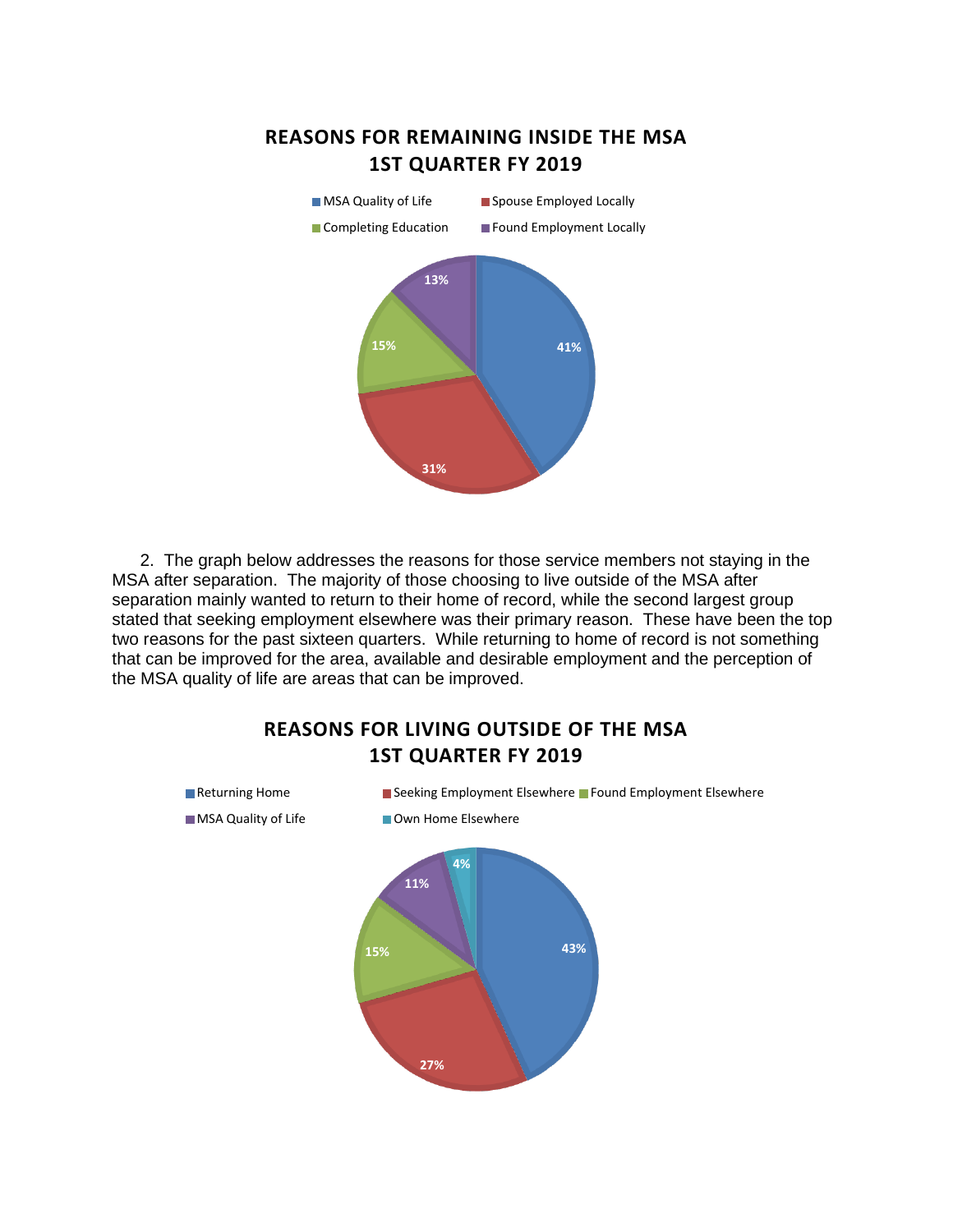## REASONS FOR REMAINING INSIDE THE MSA
## 1ST QUARTER FY 2019

| Reason | Percentage |
| --- | --- |
| MSA Quality of Life | 41% |
| Spouse Employed Locally | 31% |
| Completing Education | 15% |
| Found Employment Locally | 13% |

2. The graph below addresses the reasons for those service members not staying in the MSA after separation. The majority of those choosing to live outside of the MSA after separation mainly wanted to return to their home of record, while the second largest group stated that seeking employment elsewhere was their primary reason. These have been the top two reasons for the past sixteen quarters. While returning to home of record is not something that can be improved for the area, available and desirable employment and the perception of the MSA quality of life are areas that can be improved.

## REASONS FOR LIVING OUTSIDE OF THE MSA
## 1ST QUARTER FY 2019

| Reason | Percentage |
| --- | --- |
| Returning Home | 43% |
| Seeking Employment Elsewhere | 27% |
| Found Employment Elsewhere | 15% |
| MSA Quality of Life | 11% |
| Own Home Elsewhere | 4% |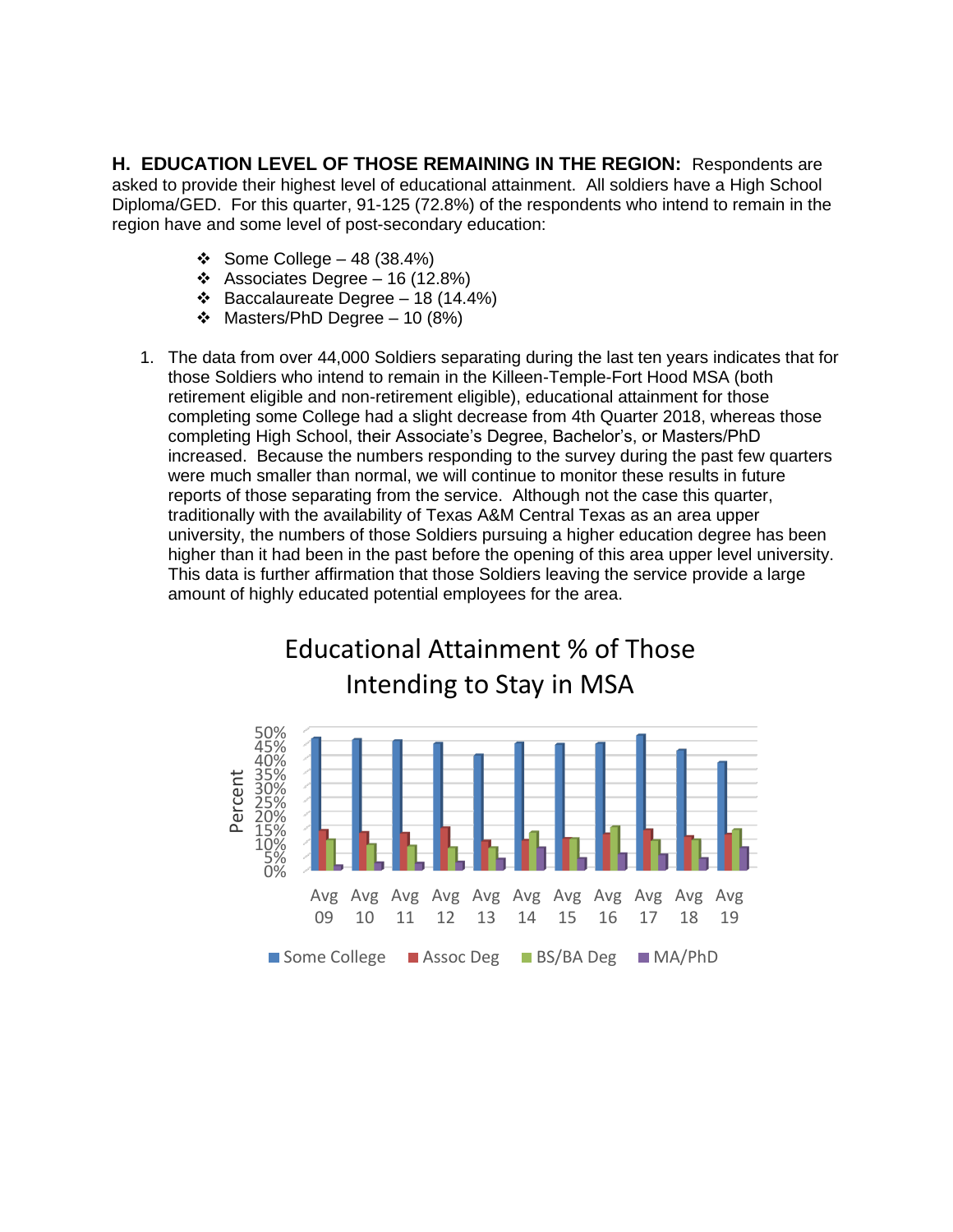**H. EDUCATION LEVEL OF THOSE REMAINING IN THE REGION:** Respondents are asked to provide their highest level of educational attainment. All soldiers have a High School Diploma/GED. For this quarter, 91-125 (72.8%) of the respondents who intend to remain in the region have and some level of post-secondary education:

- ❖ Some College – 48 (38.4%)
- ❖ Associates Degree – 16 (12.8%)
- ❖ Baccalaureate Degree – 18 (14.4%)
- ❖ Masters/PhD Degree – 10 (8%)

1. The data from over 44,000 Soldiers separating during the last ten years indicates that for those Soldiers who intend to remain in the Killeen-Temple-Fort Hood MSA (both retirement eligible and non-retirement eligible), educational attainment for those completing some College had a slight decrease from 4th Quarter 2018, whereas those completing High School, their Associate's Degree, Bachelor's, or Masters/PhD increased. Because the numbers responding to the survey during the past few quarters were much smaller than normal, we will continue to monitor these results in future reports of those separating from the service. Although not the case this quarter, traditionally with the availability of Texas A&M Central Texas as an area upper university, the numbers of those Soldiers pursuing a higher education degree has been higher than it had been in the past before the opening of this area upper level university. This data is further affirmation that those Soldiers leaving the service provide a large amount of highly educated potential employees for the area.

**Educational Attainment % of Those Intending to Stay in MSA**

Percent: 0%–50%

Avg 09, Avg 10, Avg 11, Avg 12, Avg 13, Avg 14, Avg 15, Avg 16, Avg 17, Avg 18, Avg 19

■ Some College ■ Assoc Deg ■ BS/BA Deg ■ MA/PhD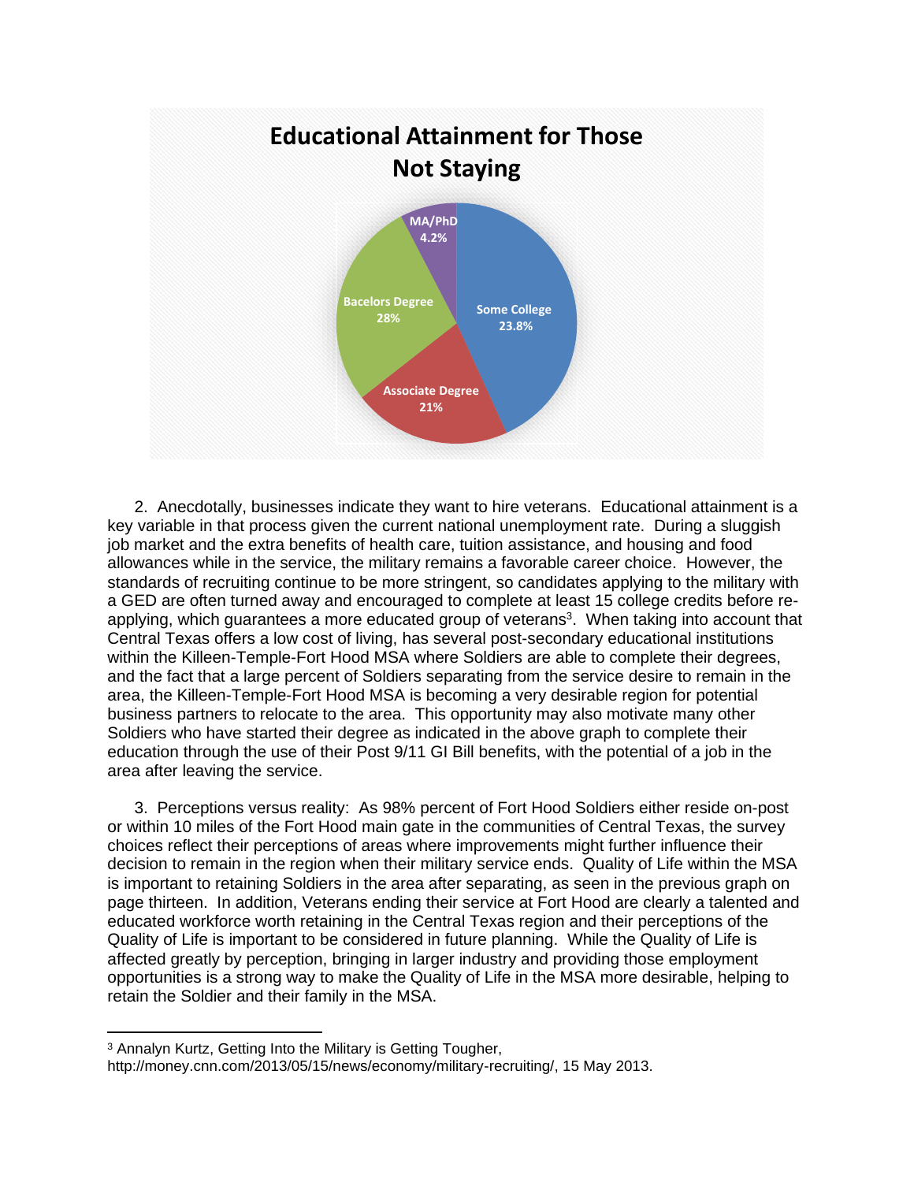**Educational Attainment for Those Not Staying**

| Category | Percent |
|---|---|
| Some College | 23.8% |
| Associate Degree | 21% |
| Bacelors Degree | 28% |
| MA/PhD | 4.2% |

2. Anecdotally, businesses indicate they want to hire veterans. Educational attainment is a key variable in that process given the current national unemployment rate. During a sluggish job market and the extra benefits of health care, tuition assistance, and housing and food allowances while in the service, the military remains a favorable career choice. However, the standards of recruiting continue to be more stringent, so candidates applying to the military with a GED are often turned away and encouraged to complete at least 15 college credits before re-applying, which guarantees a more educated group of veterans[3]. When taking into account that Central Texas offers a low cost of living, has several post-secondary educational institutions within the Killeen-Temple-Fort Hood MSA where Soldiers are able to complete their degrees, and the fact that a large percent of Soldiers separating from the service desire to remain in the area, the Killeen-Temple-Fort Hood MSA is becoming a very desirable region for potential business partners to relocate to the area. This opportunity may also motivate many other Soldiers who have started their degree as indicated in the above graph to complete their education through the use of their Post 9/11 GI Bill benefits, with the potential of a job in the area after leaving the service.

3. Perceptions versus reality: As 98% percent of Fort Hood Soldiers either reside on-post or within 10 miles of the Fort Hood main gate in the communities of Central Texas, the survey choices reflect their perceptions of areas where improvements might further influence their decision to remain in the region when their military service ends. Quality of Life within the MSA is important to retaining Soldiers in the area after separating, as seen in the previous graph on page thirteen. In addition, Veterans ending their service at Fort Hood are clearly a talented and educated workforce worth retaining in the Central Texas region and their perceptions of the Quality of Life is important to be considered in future planning. While the Quality of Life is affected greatly by perception, bringing in larger industry and providing those employment opportunities is a strong way to make the Quality of Life in the MSA more desirable, helping to retain the Soldier and their family in the MSA.

---

[3] Annalyn Kurtz, Getting Into the Military is Getting Tougher, http://money.cnn.com/2013/05/15/news/economy/military-recruiting/, 15 May 2013.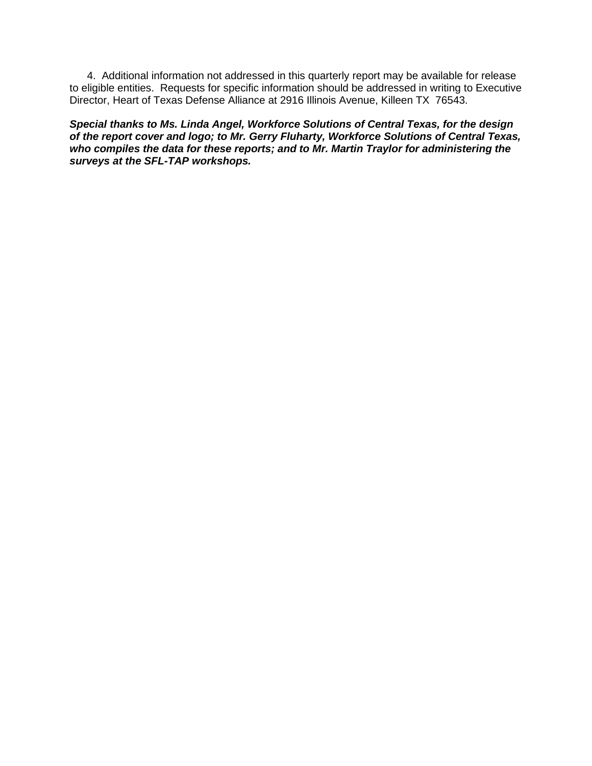4. Additional information not addressed in this quarterly report may be available for release to eligible entities. Requests for specific information should be addressed in writing to Executive Director, Heart of Texas Defense Alliance at 2916 Illinois Avenue, Killeen TX 76543.

***Special thanks to Ms. Linda Angel, Workforce Solutions of Central Texas, for the design of the report cover and logo; to Mr. Gerry Fluharty, Workforce Solutions of Central Texas, who compiles the data for these reports; and to Mr. Martin Traylor for administering the surveys at the SFL-TAP workshops.***